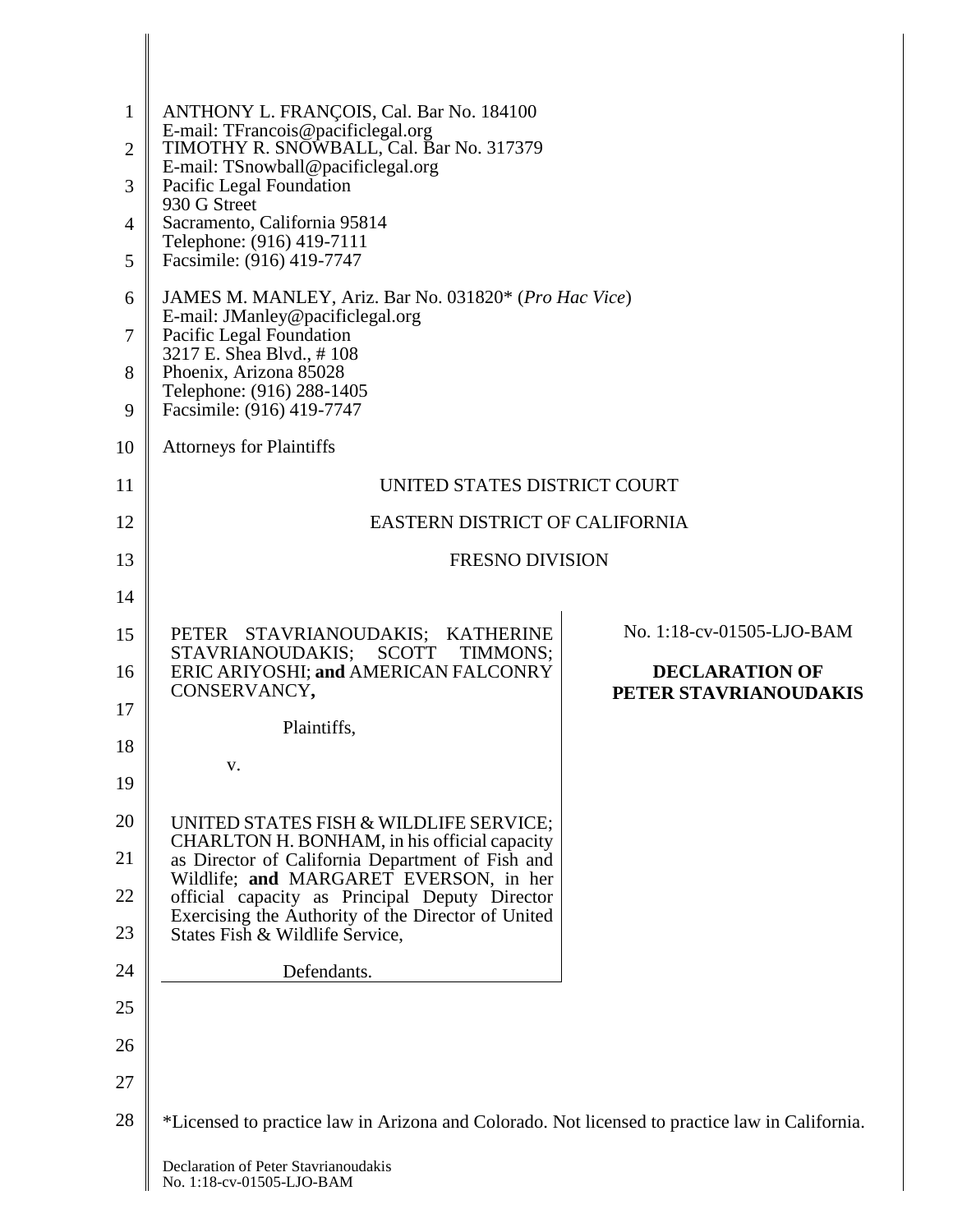ANTHONY L. FRANÇOIS, Cal. Bar No. 184100
E-mail: TFrancois@pacificlegal.org
TIMOTHY R. SNOWBALL, Cal. Bar No. 317379
E-mail: TSnowball@pacificlegal.org
Pacific Legal Foundation
930 G Street
Sacramento, California 95814
Telephone: (916) 419-7111
Facsimile: (916) 419-7747

JAMES M. MANLEY, Ariz. Bar No. 031820* (*Pro Hac Vice*)
E-mail: JManley@pacificlegal.org
Pacific Legal Foundation
3217 E. Shea Blvd., # 108
Phoenix, Arizona 85028
Telephone: (916) 288-1405
Facsimile: (916) 419-7747

Attorneys for Plaintiffs

UNITED STATES DISTRICT COURT

EASTERN DISTRICT OF CALIFORNIA

FRESNO DIVISION

PETER STAVRIANOUDAKIS; KATHERINE STAVRIANOUDAKIS; SCOTT TIMMONS; ERIC ARIYOSHI; **and** AMERICAN FALCONRY CONSERVANCY**,**

Plaintiffs,

v.

UNITED STATES FISH & WILDLIFE SERVICE; CHARLTON H. BONHAM, in his official capacity as Director of California Department of Fish and Wildlife; **and** MARGARET EVERSON, in her official capacity as Principal Deputy Director Exercising the Authority of the Director of United States Fish & Wildlife Service,

Defendants.

No. 1:18-cv-01505-LJO-BAM

**DECLARATION OF PETER STAVRIANOUDAKIS**

*Licensed to practice law in Arizona and Colorado. Not licensed to practice law in California.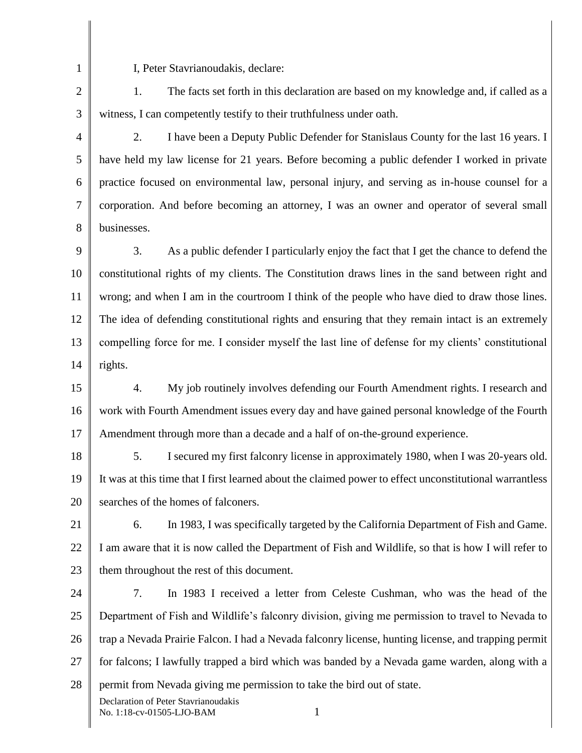I, Peter Stavrianoudakis, declare:

1. The facts set forth in this declaration are based on my knowledge and, if called as a witness, I can competently testify to their truthfulness under oath.

2. I have been a Deputy Public Defender for Stanislaus County for the last 16 years. I have held my law license for 21 years. Before becoming a public defender I worked in private practice focused on environmental law, personal injury, and serving as in-house counsel for a corporation. And before becoming an attorney, I was an owner and operator of several small businesses.

3. As a public defender I particularly enjoy the fact that I get the chance to defend the constitutional rights of my clients. The Constitution draws lines in the sand between right and wrong; and when I am in the courtroom I think of the people who have died to draw those lines. The idea of defending constitutional rights and ensuring that they remain intact is an extremely compelling force for me. I consider myself the last line of defense for my clients' constitutional rights.

4. My job routinely involves defending our Fourth Amendment rights. I research and work with Fourth Amendment issues every day and have gained personal knowledge of the Fourth Amendment through more than a decade and a half of on-the-ground experience.

5. I secured my first falconry license in approximately 1980, when I was 20-years old. It was at this time that I first learned about the claimed power to effect unconstitutional warrantless searches of the homes of falconers.

6. In 1983, I was specifically targeted by the California Department of Fish and Game. I am aware that it is now called the Department of Fish and Wildlife, so that is how I will refer to them throughout the rest of this document.

7. In 1983 I received a letter from Celeste Cushman, who was the head of the Department of Fish and Wildlife's falconry division, giving me permission to travel to Nevada to trap a Nevada Prairie Falcon. I had a Nevada falconry license, hunting license, and trapping permit for falcons; I lawfully trapped a bird which was banded by a Nevada game warden, along with a permit from Nevada giving me permission to take the bird out of state.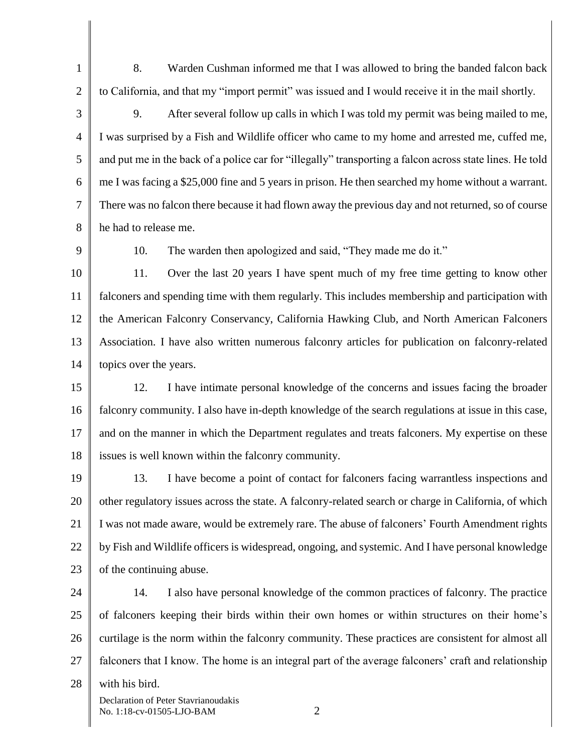8. Warden Cushman informed me that I was allowed to bring the banded falcon back to California, and that my "import permit" was issued and I would receive it in the mail shortly.

9. After several follow up calls in which I was told my permit was being mailed to me, I was surprised by a Fish and Wildlife officer who came to my home and arrested me, cuffed me, and put me in the back of a police car for "illegally" transporting a falcon across state lines. He told me I was facing a $25,000 fine and 5 years in prison. He then searched my home without a warrant. There was no falcon there because it had flown away the previous day and not returned, so of course he had to release me.

10. The warden then apologized and said, "They made me do it."

11. Over the last 20 years I have spent much of my free time getting to know other falconers and spending time with them regularly. This includes membership and participation with the American Falconry Conservancy, California Hawking Club, and North American Falconers Association. I have also written numerous falconry articles for publication on falconry-related topics over the years.

12. I have intimate personal knowledge of the concerns and issues facing the broader falconry community. I also have in-depth knowledge of the search regulations at issue in this case, and on the manner in which the Department regulates and treats falconers. My expertise on these issues is well known within the falconry community.

13. I have become a point of contact for falconers facing warrantless inspections and other regulatory issues across the state. A falconry-related search or charge in California, of which I was not made aware, would be extremely rare. The abuse of falconers' Fourth Amendment rights by Fish and Wildlife officers is widespread, ongoing, and systemic. And I have personal knowledge of the continuing abuse.

14. I also have personal knowledge of the common practices of falconry. The practice of falconers keeping their birds within their own homes or within structures on their home's curtilage is the norm within the falconry community. These practices are consistent for almost all falconers that I know. The home is an integral part of the average falconers' craft and relationship with his bird.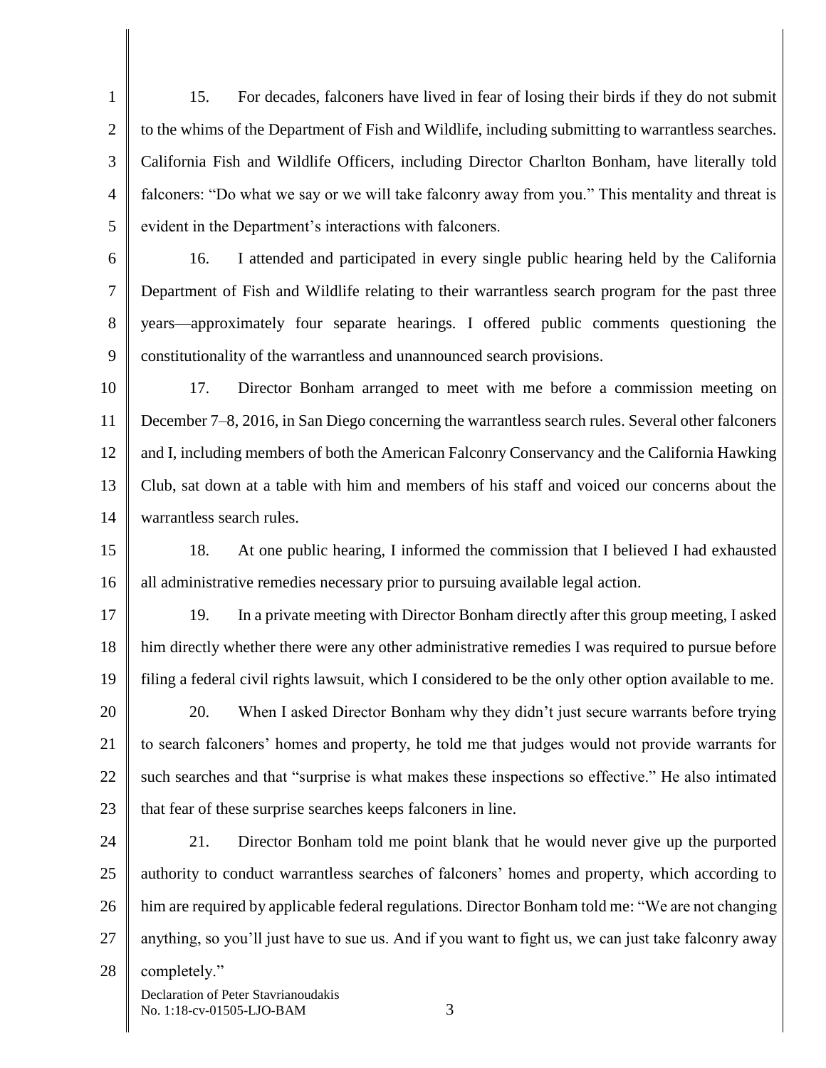15. For decades, falconers have lived in fear of losing their birds if they do not submit to the whims of the Department of Fish and Wildlife, including submitting to warrantless searches. California Fish and Wildlife Officers, including Director Charlton Bonham, have literally told falconers: "Do what we say or we will take falconry away from you." This mentality and threat is evident in the Department's interactions with falconers.

16. I attended and participated in every single public hearing held by the California Department of Fish and Wildlife relating to their warrantless search program for the past three years—approximately four separate hearings. I offered public comments questioning the constitutionality of the warrantless and unannounced search provisions.

17. Director Bonham arranged to meet with me before a commission meeting on December 7–8, 2016, in San Diego concerning the warrantless search rules. Several other falconers and I, including members of both the American Falconry Conservancy and the California Hawking Club, sat down at a table with him and members of his staff and voiced our concerns about the warrantless search rules.

18. At one public hearing, I informed the commission that I believed I had exhausted all administrative remedies necessary prior to pursuing available legal action.

19. In a private meeting with Director Bonham directly after this group meeting, I asked him directly whether there were any other administrative remedies I was required to pursue before filing a federal civil rights lawsuit, which I considered to be the only other option available to me.

20. When I asked Director Bonham why they didn't just secure warrants before trying to search falconers' homes and property, he told me that judges would not provide warrants for such searches and that "surprise is what makes these inspections so effective." He also intimated that fear of these surprise searches keeps falconers in line.

21. Director Bonham told me point blank that he would never give up the purported authority to conduct warrantless searches of falconers' homes and property, which according to him are required by applicable federal regulations. Director Bonham told me: "We are not changing anything, so you'll just have to sue us. And if you want to fight us, we can just take falconry away completely."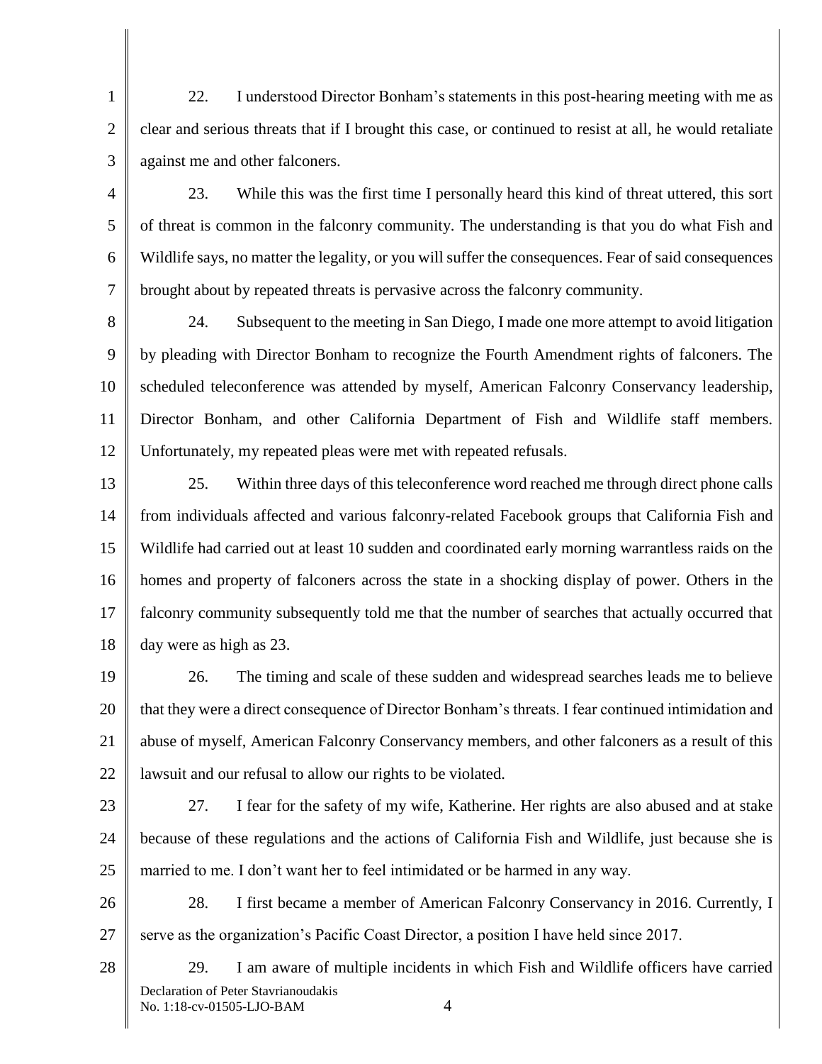22. I understood Director Bonham's statements in this post-hearing meeting with me as clear and serious threats that if I brought this case, or continued to resist at all, he would retaliate against me and other falconers.

23. While this was the first time I personally heard this kind of threat uttered, this sort of threat is common in the falconry community. The understanding is that you do what Fish and Wildlife says, no matter the legality, or you will suffer the consequences. Fear of said consequences brought about by repeated threats is pervasive across the falconry community.

24. Subsequent to the meeting in San Diego, I made one more attempt to avoid litigation by pleading with Director Bonham to recognize the Fourth Amendment rights of falconers. The scheduled teleconference was attended by myself, American Falconry Conservancy leadership, Director Bonham, and other California Department of Fish and Wildlife staff members. Unfortunately, my repeated pleas were met with repeated refusals.

25. Within three days of this teleconference word reached me through direct phone calls from individuals affected and various falconry-related Facebook groups that California Fish and Wildlife had carried out at least 10 sudden and coordinated early morning warrantless raids on the homes and property of falconers across the state in a shocking display of power. Others in the falconry community subsequently told me that the number of searches that actually occurred that day were as high as 23.

26. The timing and scale of these sudden and widespread searches leads me to believe that they were a direct consequence of Director Bonham's threats. I fear continued intimidation and abuse of myself, American Falconry Conservancy members, and other falconers as a result of this lawsuit and our refusal to allow our rights to be violated.

27. I fear for the safety of my wife, Katherine. Her rights are also abused and at stake because of these regulations and the actions of California Fish and Wildlife, just because she is married to me. I don't want her to feel intimidated or be harmed in any way.

28. I first became a member of American Falconry Conservancy in 2016. Currently, I serve as the organization's Pacific Coast Director, a position I have held since 2017.

29. I am aware of multiple incidents in which Fish and Wildlife officers have carried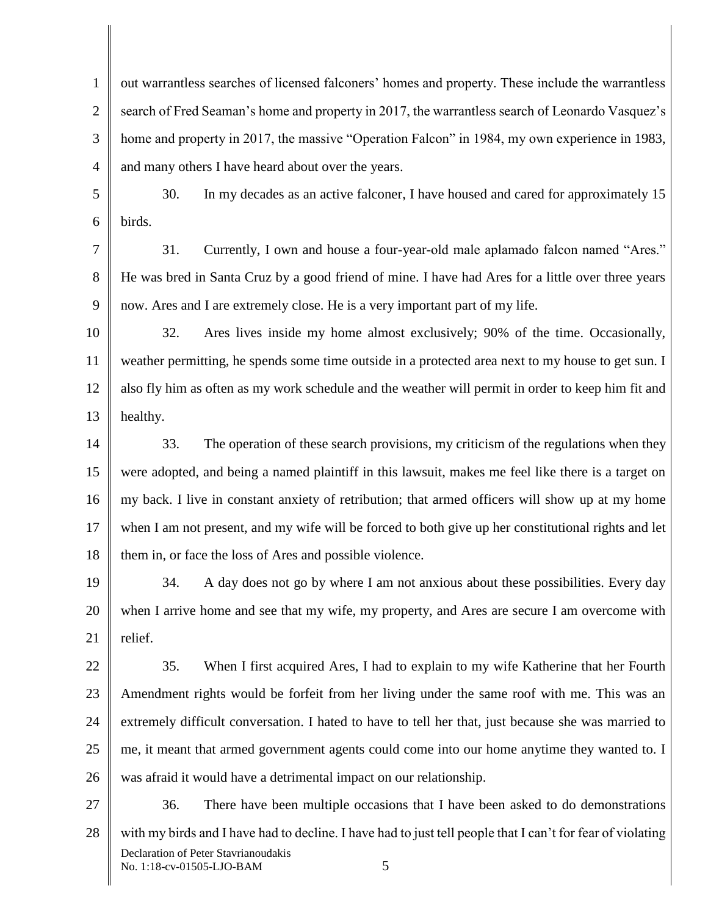out warrantless searches of licensed falconers' homes and property. These include the warrantless search of Fred Seaman's home and property in 2017, the warrantless search of Leonardo Vasquez's home and property in 2017, the massive "Operation Falcon" in 1984, my own experience in 1983, and many others I have heard about over the years.

30. In my decades as an active falconer, I have housed and cared for approximately 15 birds.

31. Currently, I own and house a four-year-old male aplamado falcon named "Ares." He was bred in Santa Cruz by a good friend of mine. I have had Ares for a little over three years now. Ares and I are extremely close. He is a very important part of my life.

32. Ares lives inside my home almost exclusively; 90% of the time. Occasionally, weather permitting, he spends some time outside in a protected area next to my house to get sun. I also fly him as often as my work schedule and the weather will permit in order to keep him fit and healthy.

33. The operation of these search provisions, my criticism of the regulations when they were adopted, and being a named plaintiff in this lawsuit, makes me feel like there is a target on my back. I live in constant anxiety of retribution; that armed officers will show up at my home when I am not present, and my wife will be forced to both give up her constitutional rights and let them in, or face the loss of Ares and possible violence.

34. A day does not go by where I am not anxious about these possibilities. Every day when I arrive home and see that my wife, my property, and Ares are secure I am overcome with relief.

35. When I first acquired Ares, I had to explain to my wife Katherine that her Fourth Amendment rights would be forfeit from her living under the same roof with me. This was an extremely difficult conversation. I hated to have to tell her that, just because she was married to me, it meant that armed government agents could come into our home anytime they wanted to. I was afraid it would have a detrimental impact on our relationship.

36. There have been multiple occasions that I have been asked to do demonstrations with my birds and I have had to decline. I have had to just tell people that I can't for fear of violating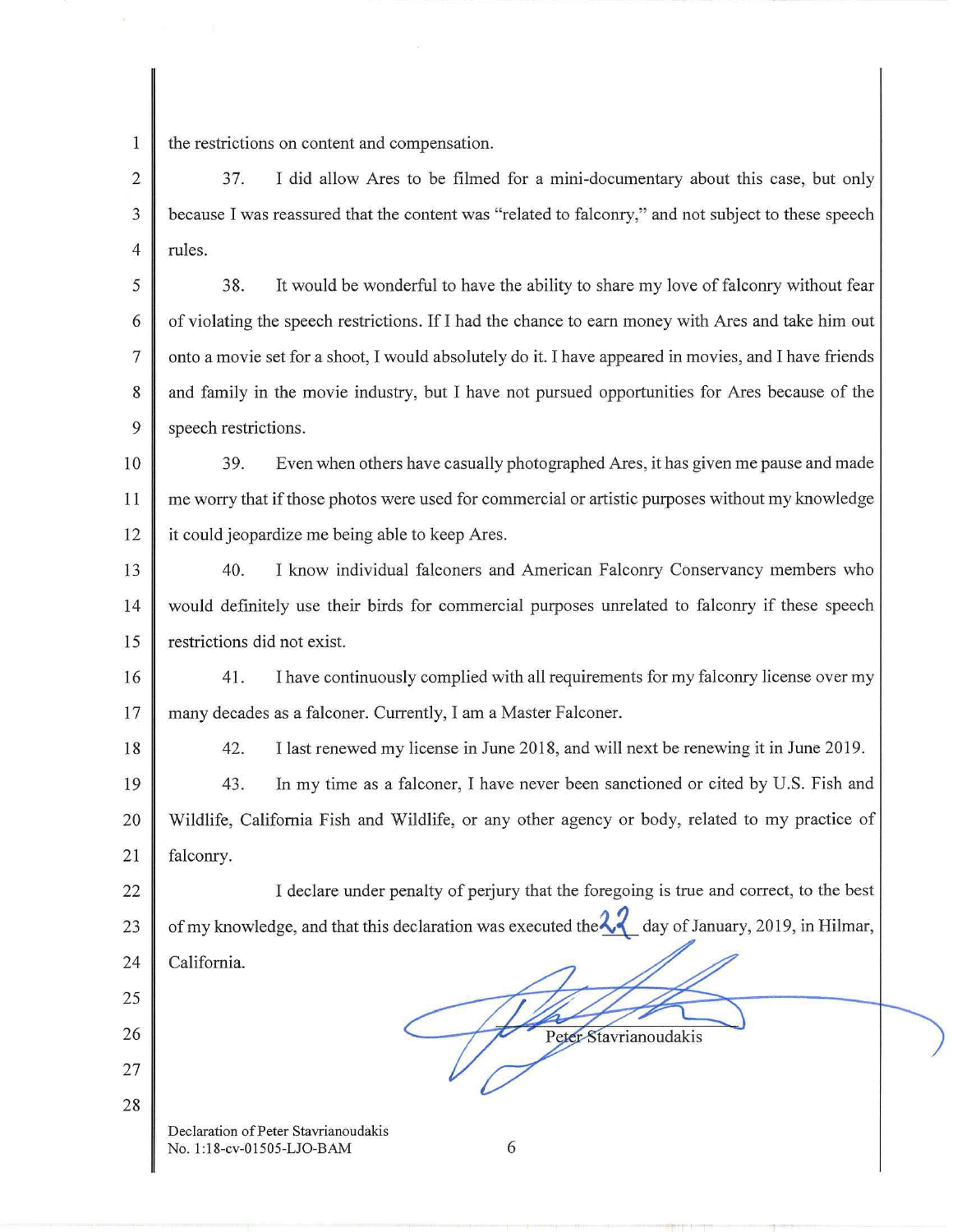the restrictions on content and compensation.

37. I did allow Ares to be filmed for a mini-documentary about this case, but only because I was reassured that the content was "related to falconry," and not subject to these speech rules.

38. It would be wonderful to have the ability to share my love of falconry without fear of violating the speech restrictions. If I had the chance to earn money with Ares and take him out onto a movie set for a shoot, I would absolutely do it. I have appeared in movies, and I have friends and family in the movie industry, but I have not pursued opportunities for Ares because of the speech restrictions.

39. Even when others have casually photographed Ares, it has given me pause and made me worry that if those photos were used for commercial or artistic purposes without my knowledge it could jeopardize me being able to keep Ares.

40. I know individual falconers and American Falconry Conservancy members who would definitely use their birds for commercial purposes unrelated to falconry if these speech restrictions did not exist.

41. I have continuously complied with all requirements for my falconry license over my many decades as a falconer. Currently, I am a Master Falconer.

42. I last renewed my license in June 2018, and will next be renewing it in June 2019.

43. In my time as a falconer, I have never been sanctioned or cited by U.S. Fish and Wildlife, California Fish and Wildlife, or any other agency or body, related to my practice of falconry.

I declare under penalty of perjury that the foregoing is true and correct, to the best of my knowledge, and that this declaration was executed the 22 day of January, 2019, in Hilmar, California.

Peter Stavrianoudakis

Declaration of Peter Stavrianoudakis
No. 1:18-cv-01505-LJO-BAM